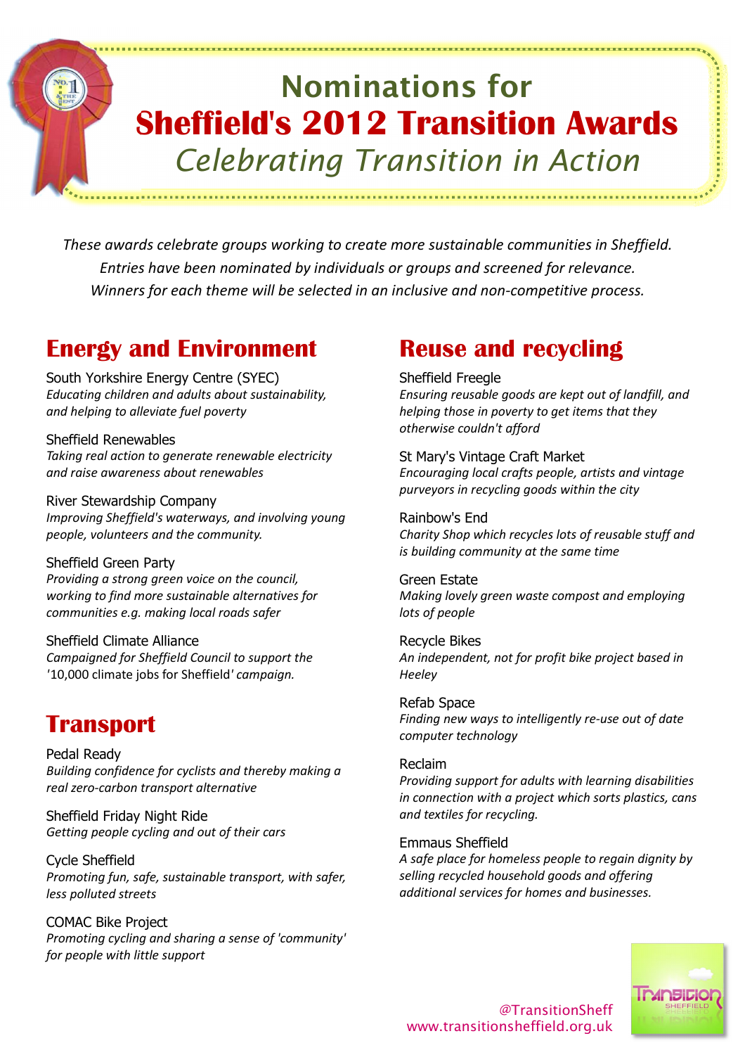# Nominations for Sheffield's 2012 Transition Awards

*Celebrating Transition in Action*

*These awards celebrate groups working to create more sustainable communities in Sheffield. Entries have been nominated by individuals or groups and screened for relevance. Winners for each theme will be selected in an inclusive and non-competitive process.*

## Energy and Environment

South Yorkshire Energy Centre (SYEC)
*Educating children and adults about sustainability, and helping to alleviate fuel poverty*

Sheffield Renewables
*Taking real action to generate renewable electricity and raise awareness about renewables*

River Stewardship Company
*Improving Sheffield's waterways, and involving young people, volunteers and the community.*

Sheffield Green Party
*Providing a strong green voice on the council, working to find more sustainable alternatives for communities e.g. making local roads safer*

Sheffield Climate Alliance
*Campaigned for Sheffield Council to support the* '10,000 climate jobs for Sheffield' *campaign.*

## Transport

Pedal Ready
*Building confidence for cyclists and thereby making a real zero-carbon transport alternative*

Sheffield Friday Night Ride
*Getting people cycling and out of their cars*

Cycle Sheffield
*Promoting fun, safe, sustainable transport, with safer, less polluted streets*

COMAC Bike Project
*Promoting cycling and sharing a sense of 'community' for people with little support*

## Reuse and recycling

Sheffield Freegle
*Ensuring reusable goods are kept out of landfill, and helping those in poverty to get items that they otherwise couldn't afford*

St Mary's Vintage Craft Market
*Encouraging local crafts people, artists and vintage purveyors in recycling goods within the city*

Rainbow's End
*Charity Shop which recycles lots of reusable stuff and is building community at the same time*

Green Estate
*Making lovely green waste compost and employing lots of people*

Recycle Bikes
*An independent, not for profit bike project based in Heeley*

Refab Space
*Finding new ways to intelligently re-use out of date computer technology*

Reclaim
*Providing support for adults with learning disabilities in connection with a project which sorts plastics, cans and textiles for recycling.*

Emmaus Sheffield
*A safe place for homeless people to regain dignity by selling recycled household goods and offering additional services for homes and businesses.*

@TransitionSheff
www.transitionsheffield.org.uk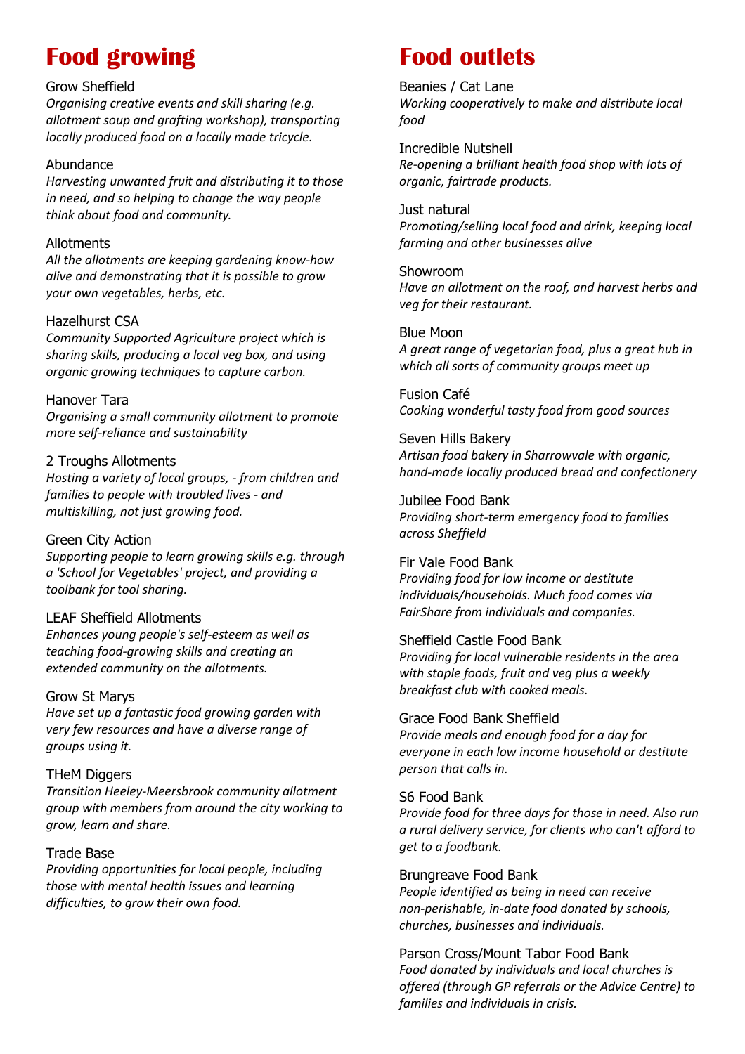# Food growing

Grow Sheffield

*Organising creative events and skill sharing (e.g. allotment soup and grafting workshop), transporting locally produced food on a locally made tricycle.*

Abundance

*Harvesting unwanted fruit and distributing it to those in need, and so helping to change the way people think about food and community.*

Allotments

*All the allotments are keeping gardening know-how alive and demonstrating that it is possible to grow your own vegetables, herbs, etc.*

Hazelhurst CSA

*Community Supported Agriculture project which is sharing skills, producing a local veg box, and using organic growing techniques to capture carbon.*

Hanover Tara

*Organising a small community allotment to promote more self-reliance and sustainability*

2 Troughs Allotments

*Hosting a variety of local groups, - from children and families to people with troubled lives - and multiskilling, not just growing food.*

Green City Action

*Supporting people to learn growing skills e.g. through a 'School for Vegetables' project, and providing a toolbank for tool sharing.*

LEAF Sheffield Allotments

*Enhances young people's self-esteem as well as teaching food-growing skills and creating an extended community on the allotments.*

Grow St Marys

*Have set up a fantastic food growing garden with very few resources and have a diverse range of groups using it.*

THeM Diggers

*Transition Heeley-Meersbrook community allotment group with members from around the city working to grow, learn and share.*

Trade Base

*Providing opportunities for local people, including those with mental health issues and learning difficulties, to grow their own food.*

# Food outlets

Beanies / Cat Lane

*Working cooperatively to make and distribute local food*

Incredible Nutshell

*Re-opening a brilliant health food shop with lots of organic, fairtrade products.*

Just natural

*Promoting/selling local food and drink, keeping local farming and other businesses alive*

Showroom

*Have an allotment on the roof, and harvest herbs and veg for their restaurant.*

Blue Moon

*A great range of vegetarian food, plus a great hub in which all sorts of community groups meet up*

Fusion Café

*Cooking wonderful tasty food from good sources*

Seven Hills Bakery

*Artisan food bakery in Sharrowvale with organic, hand-made locally produced bread and confectionery*

Jubilee Food Bank

*Providing short-term emergency food to families across Sheffield*

Fir Vale Food Bank

*Providing food for low income or destitute individuals/households. Much food comes via FairShare from individuals and companies.*

Sheffield Castle Food Bank

*Providing for local vulnerable residents in the area with staple foods, fruit and veg plus a weekly breakfast club with cooked meals.*

Grace Food Bank Sheffield

*Provide meals and enough food for a day for everyone in each low income household or destitute person that calls in.*

S6 Food Bank

*Provide food for three days for those in need. Also run a rural delivery service, for clients who can't afford to get to a foodbank.*

Brungreave Food Bank

*People identified as being in need can receive non-perishable, in-date food donated by schools, churches, businesses and individuals.*

Parson Cross/Mount Tabor Food Bank

*Food donated by individuals and local churches is offered (through GP referrals or the Advice Centre) to families and individuals in crisis.*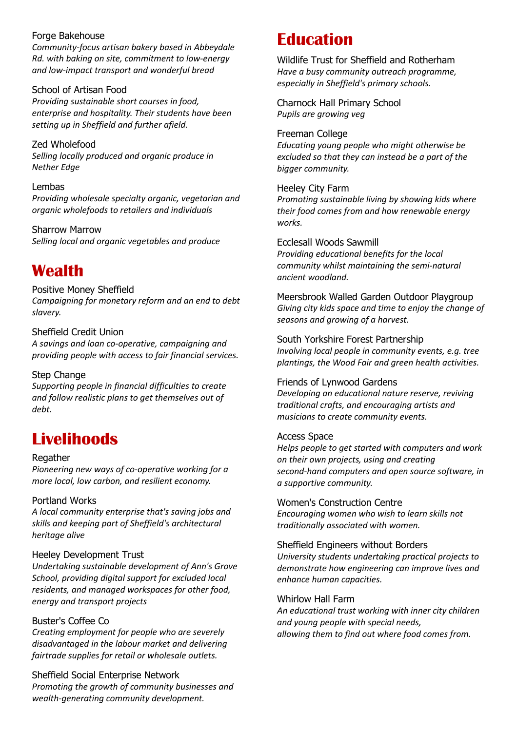Forge Bakehouse
*Community-focus artisan bakery based in Abbeydale Rd. with baking on site, commitment to low-energy and low-impact transport and wonderful bread*

School of Artisan Food
*Providing sustainable short courses in food, enterprise and hospitality. Their students have been setting up in Sheffield and further afield.*

Zed Wholefood
*Selling locally produced and organic produce in Nether Edge*

Lembas
*Providing wholesale specialty organic, vegetarian and organic wholefoods to retailers and individuals*

Sharrow Marrow
*Selling local and organic vegetables and produce*

# Wealth

Positive Money Sheffield
*Campaigning for monetary reform and an end to debt slavery.*

Sheffield Credit Union
*A savings and loan co-operative, campaigning and providing people with access to fair financial services.*

Step Change
*Supporting people in financial difficulties to create and follow realistic plans to get themselves out of debt.*

# Livelihoods

Regather
*Pioneering new ways of co-operative working for a more local, low carbon, and resilient economy.*

Portland Works
*A local community enterprise that's saving jobs and skills and keeping part of Sheffield's architectural heritage alive*

Heeley Development Trust
*Undertaking sustainable development of Ann's Grove School, providing digital support for excluded local residents, and managed workspaces for other food, energy and transport projects*

Buster's Coffee Co
*Creating employment for people who are severely disadvantaged in the labour market and delivering fairtrade supplies for retail or wholesale outlets.*

Sheffield Social Enterprise Network
*Promoting the growth of community businesses and wealth-generating community development.*

# Education

Wildlife Trust for Sheffield and Rotherham
*Have a busy community outreach programme, especially in Sheffield's primary schools.*

Charnock Hall Primary School
*Pupils are growing veg*

Freeman College
*Educating young people who might otherwise be excluded so that they can instead be a part of the bigger community.*

Heeley City Farm
*Promoting sustainable living by showing kids where their food comes from and how renewable energy works.*

Ecclesall Woods Sawmill
*Providing educational benefits for the local community whilst maintaining the semi-natural ancient woodland.*

Meersbrook Walled Garden Outdoor Playgroup
*Giving city kids space and time to enjoy the change of seasons and growing of a harvest.*

South Yorkshire Forest Partnership
*Involving local people in community events, e.g. tree plantings, the Wood Fair and green health activities.*

Friends of Lynwood Gardens
*Developing an educational nature reserve, reviving traditional crafts, and encouraging artists and musicians to create community events.*

Access Space
*Helps people to get started with computers and work on their own projects, using and creating second-hand computers and open source software, in a supportive community.*

Women's Construction Centre
*Encouraging women who wish to learn skills not traditionally associated with women.*

Sheffield Engineers without Borders
*University students undertaking practical projects to demonstrate how engineering can improve lives and enhance human capacities.*

Whirlow Hall Farm
*An educational trust working with inner city children and young people with special needs, allowing them to find out where food comes from.*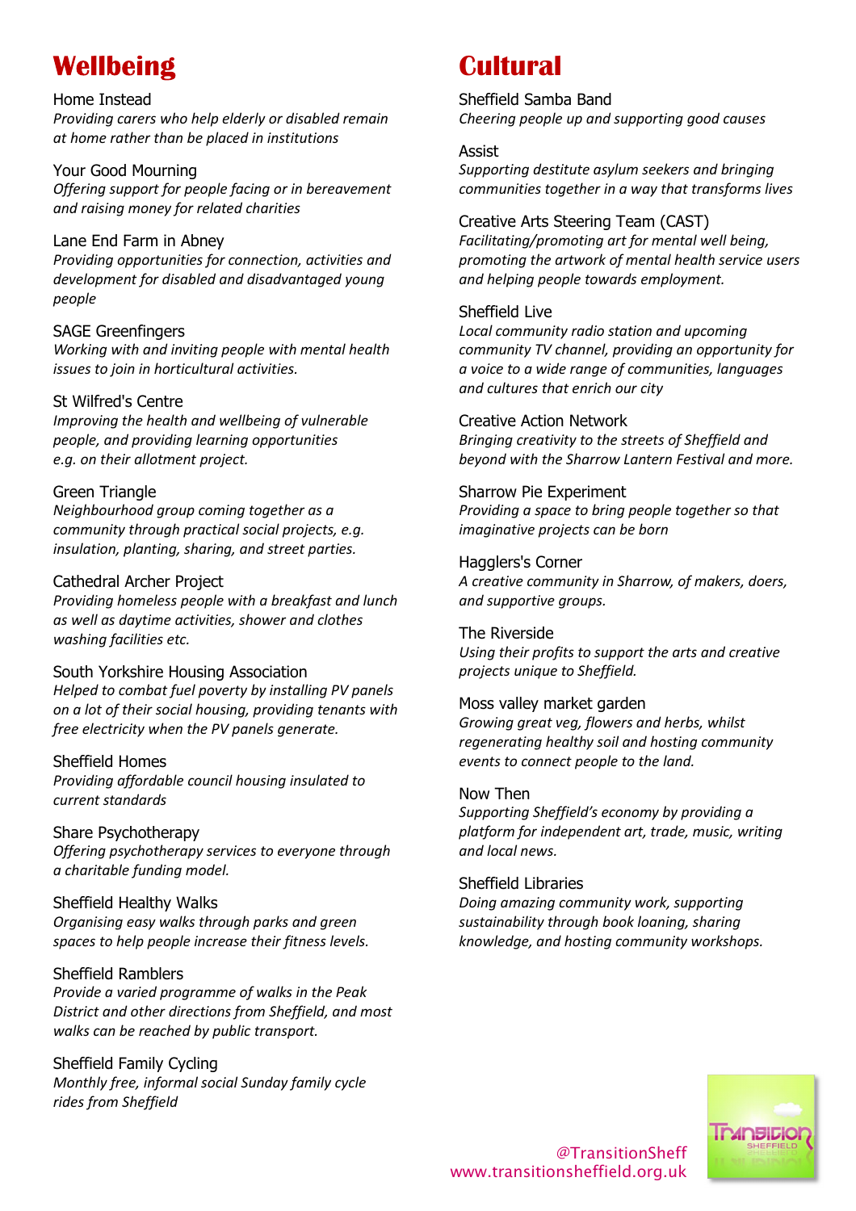# Wellbeing

Home Instead
*Providing carers who help elderly or disabled remain at home rather than be placed in institutions*

Your Good Mourning
*Offering support for people facing or in bereavement and raising money for related charities*

Lane End Farm in Abney
*Providing opportunities for connection, activities and development for disabled and disadvantaged young people*

SAGE Greenfingers
*Working with and inviting people with mental health issues to join in horticultural activities.*

St Wilfred's Centre
*Improving the health and wellbeing of vulnerable people, and providing learning opportunities e.g. on their allotment project.*

Green Triangle
*Neighbourhood group coming together as a community through practical social projects, e.g. insulation, planting, sharing, and street parties.*

Cathedral Archer Project
*Providing homeless people with a breakfast and lunch as well as daytime activities, shower and clothes washing facilities etc.*

South Yorkshire Housing Association
*Helped to combat fuel poverty by installing PV panels on a lot of their social housing, providing tenants with free electricity when the PV panels generate.*

Sheffield Homes
*Providing affordable council housing insulated to current standards*

Share Psychotherapy
*Offering psychotherapy services to everyone through a charitable funding model.*

Sheffield Healthy Walks
*Organising easy walks through parks and green spaces to help people increase their fitness levels.*

Sheffield Ramblers
*Provide a varied programme of walks in the Peak District and other directions from Sheffield, and most walks can be reached by public transport.*

Sheffield Family Cycling
*Monthly free, informal social Sunday family cycle rides from Sheffield*

# Cultural

Sheffield Samba Band
*Cheering people up and supporting good causes*

Assist
*Supporting destitute asylum seekers and bringing communities together in a way that transforms lives*

Creative Arts Steering Team (CAST)
*Facilitating/promoting art for mental well being, promoting the artwork of mental health service users and helping people towards employment.*

Sheffield Live
*Local community radio station and upcoming community TV channel, providing an opportunity for a voice to a wide range of communities, languages and cultures that enrich our city*

Creative Action Network
*Bringing creativity to the streets of Sheffield and beyond with the Sharrow Lantern Festival and more.*

Sharrow Pie Experiment
*Providing a space to bring people together so that imaginative projects can be born*

Hagglers's Corner
*A creative community in Sharrow, of makers, doers, and supportive groups.*

The Riverside
*Using their profits to support the arts and creative projects unique to Sheffield.*

Moss valley market garden
*Growing great veg, flowers and herbs, whilst regenerating healthy soil and hosting community events to connect people to the land.*

Now Then
*Supporting Sheffield's economy by providing a platform for independent art, trade, music, writing and local news.*

Sheffield Libraries
*Doing amazing community work, supporting sustainability through book loaning, sharing knowledge, and hosting community workshops.*

@TransitionSheff
www.transitionsheffield.org.uk